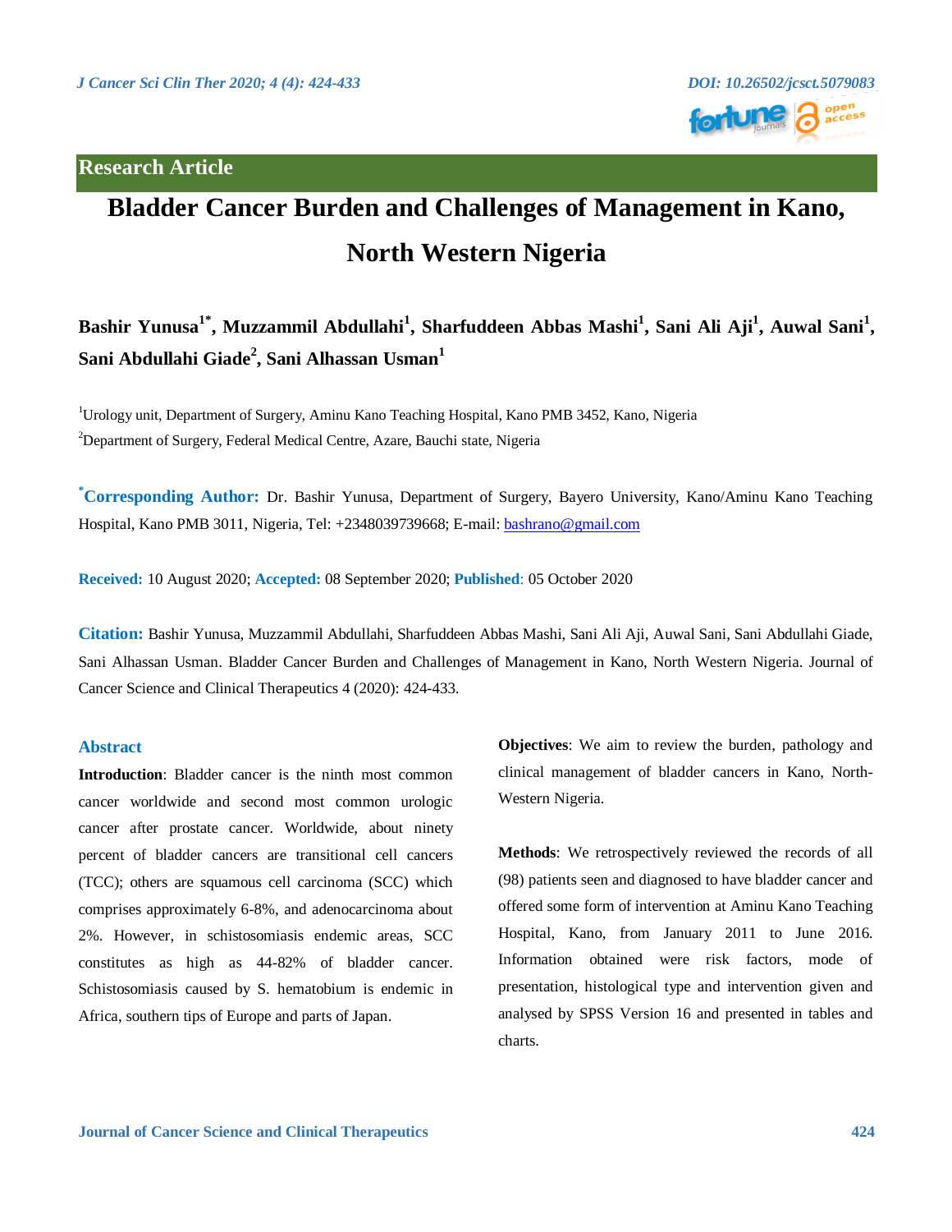Research Article

# Bladder Cancer Burden and Challenges of Management in Kano, North Western Nigeria

**Bashir Yunusa[1*], Muzzammil Abdullahi[1], Sharfuddeen Abbas Mashi[1], Sani Ali Aji[1], Auwal Sani[1], Sani Abdullahi Giade[2], Sani Alhassan Usman[1]**

[1]Urology unit, Department of Surgery, Aminu Kano Teaching Hospital, Kano PMB 3452, Kano, Nigeria

[2]Department of Surgery, Federal Medical Centre, Azare, Bauchi state, Nigeria

**[*]Corresponding Author:** Dr. Bashir Yunusa, Department of Surgery, Bayero University, Kano/Aminu Kano Teaching Hospital, Kano PMB 3011, Nigeria, Tel: +2348039739668; E-mail: bashrano@gmail.com

**Received:** 10 August 2020; **Accepted:** 08 September 2020; **Published**: 05 October 2020

**Citation:** Bashir Yunusa, Muzzammil Abdullahi, Sharfuddeen Abbas Mashi, Sani Ali Aji, Auwal Sani, Sani Abdullahi Giade, Sani Alhassan Usman. Bladder Cancer Burden and Challenges of Management in Kano, North Western Nigeria. Journal of Cancer Science and Clinical Therapeutics 4 (2020): 424-433.

## Abstract

**Introduction**: Bladder cancer is the ninth most common cancer worldwide and second most common urologic cancer after prostate cancer. Worldwide, about ninety percent of bladder cancers are transitional cell cancers (TCC); others are squamous cell carcinoma (SCC) which comprises approximately 6-8%, and adenocarcinoma about 2%. However, in schistosomiasis endemic areas, SCC constitutes as high as 44-82% of bladder cancer. Schistosomiasis caused by S. hematobium is endemic in Africa, southern tips of Europe and parts of Japan.

**Objectives**: We aim to review the burden, pathology and clinical management of bladder cancers in Kano, North-Western Nigeria.

**Methods**: We retrospectively reviewed the records of all (98) patients seen and diagnosed to have bladder cancer and offered some form of intervention at Aminu Kano Teaching Hospital, Kano, from January 2011 to June 2016. Information obtained were risk factors, mode of presentation, histological type and intervention given and analysed by SPSS Version 16 and presented in tables and charts.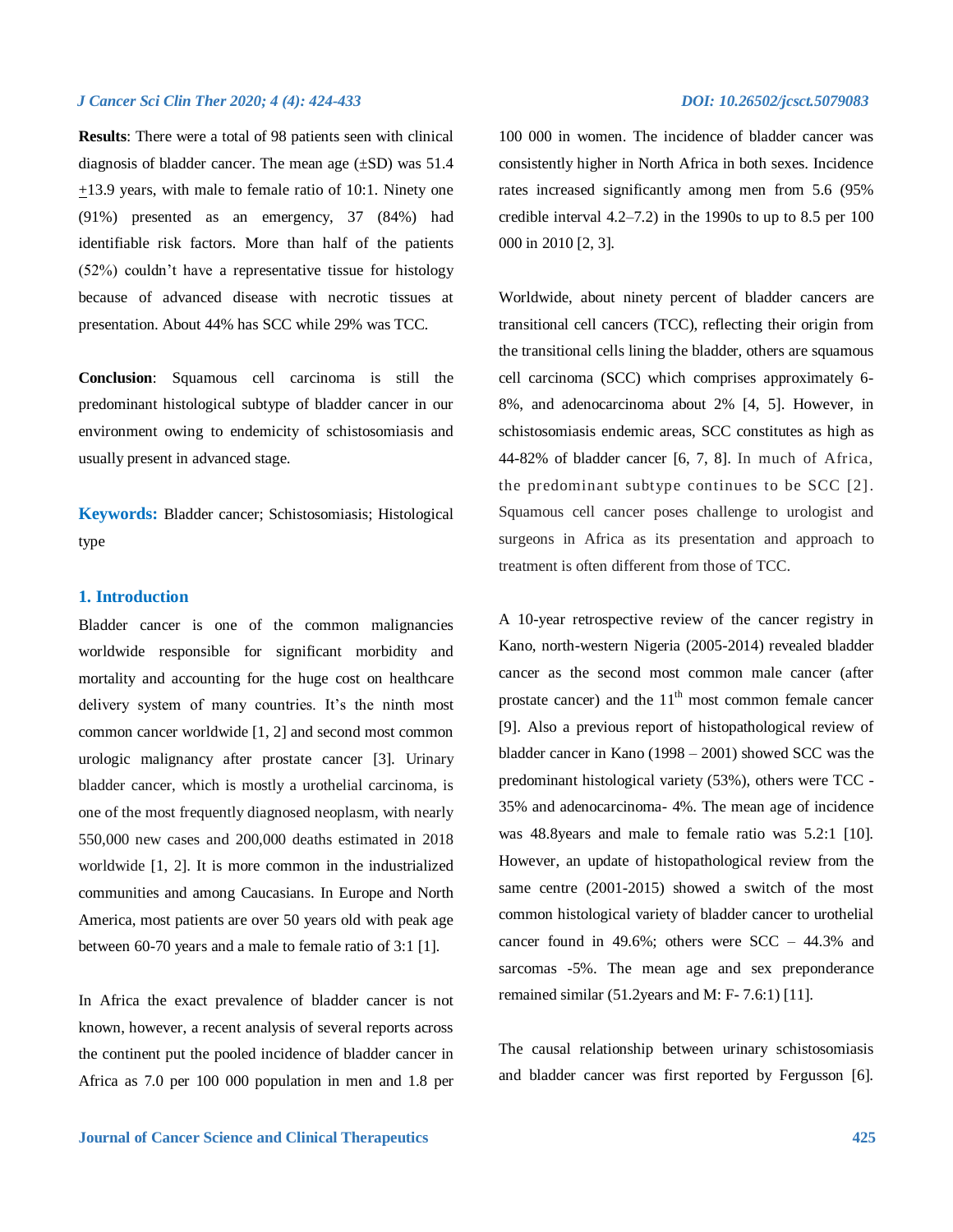**Results**: There were a total of 98 patients seen with clinical diagnosis of bladder cancer. The mean age (±SD) was 51.4 ±13.9 years, with male to female ratio of 10:1. Ninety one (91%) presented as an emergency, 37 (84%) had identifiable risk factors. More than half of the patients (52%) couldn't have a representative tissue for histology because of advanced disease with necrotic tissues at presentation. About 44% has SCC while 29% was TCC.

**Conclusion**: Squamous cell carcinoma is still the predominant histological subtype of bladder cancer in our environment owing to endemicity of schistosomiasis and usually present in advanced stage.

**Keywords:** Bladder cancer; Schistosomiasis; Histological type

## 1. Introduction

Bladder cancer is one of the common malignancies worldwide responsible for significant morbidity and mortality and accounting for the huge cost on healthcare delivery system of many countries. It's the ninth most common cancer worldwide [1, 2] and second most common urologic malignancy after prostate cancer [3]. Urinary bladder cancer, which is mostly a urothelial carcinoma, is one of the most frequently diagnosed neoplasm, with nearly 550,000 new cases and 200,000 deaths estimated in 2018 worldwide [1, 2]. It is more common in the industrialized communities and among Caucasians. In Europe and North America, most patients are over 50 years old with peak age between 60-70 years and a male to female ratio of 3:1 [1].

In Africa the exact prevalence of bladder cancer is not known, however, a recent analysis of several reports across the continent put the pooled incidence of bladder cancer in Africa as 7.0 per 100 000 population in men and 1.8 per 100 000 in women. The incidence of bladder cancer was consistently higher in North Africa in both sexes. Incidence rates increased significantly among men from 5.6 (95% credible interval 4.2–7.2) in the 1990s to up to 8.5 per 100 000 in 2010 [2, 3].

Worldwide, about ninety percent of bladder cancers are transitional cell cancers (TCC), reflecting their origin from the transitional cells lining the bladder, others are squamous cell carcinoma (SCC) which comprises approximately 6-8%, and adenocarcinoma about 2% [4, 5]. However, in schistosomiasis endemic areas, SCC constitutes as high as 44-82% of bladder cancer [6, 7, 8]. In much of Africa, the predominant subtype continues to be SCC [2]. Squamous cell cancer poses challenge to urologist and surgeons in Africa as its presentation and approach to treatment is often different from those of TCC.

A 10-year retrospective review of the cancer registry in Kano, north-western Nigeria (2005-2014) revealed bladder cancer as the second most common male cancer (after prostate cancer) and the 11$^{th}$ most common female cancer [9]. Also a previous report of histopathological review of bladder cancer in Kano (1998 – 2001) showed SCC was the predominant histological variety (53%), others were TCC - 35% and adenocarcinoma- 4%. The mean age of incidence was 48.8years and male to female ratio was 5.2:1 [10]. However, an update of histopathological review from the same centre (2001-2015) showed a switch of the most common histological variety of bladder cancer to urothelial cancer found in 49.6%; others were SCC – 44.3% and sarcomas -5%. The mean age and sex preponderance remained similar (51.2years and M: F- 7.6:1) [11].

The causal relationship between urinary schistosomiasis and bladder cancer was first reported by Fergusson [6].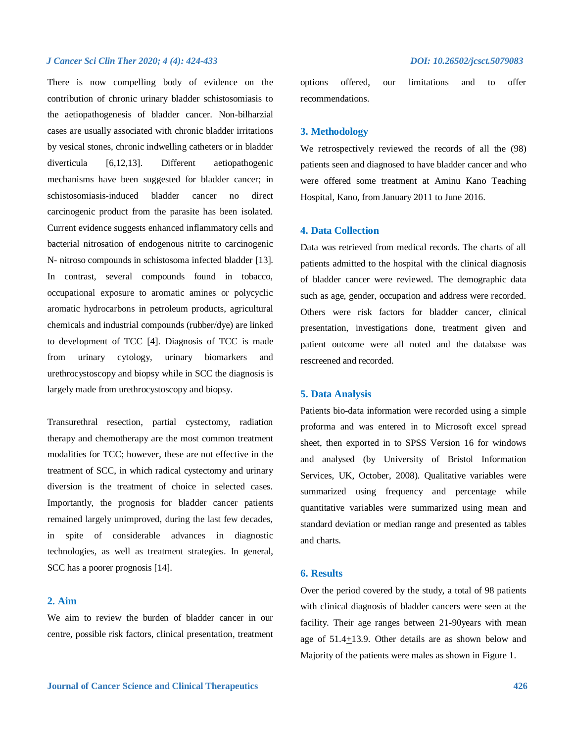There is now compelling body of evidence on the contribution of chronic urinary bladder schistosomiasis to the aetiopathogenesis of bladder cancer. Non-bilharzial cases are usually associated with chronic bladder irritations by vesical stones, chronic indwelling catheters or in bladder diverticula [6,12,13]. Different aetiopathogenic mechanisms have been suggested for bladder cancer; in schistosomiasis-induced bladder cancer no direct carcinogenic product from the parasite has been isolated. Current evidence suggests enhanced inflammatory cells and bacterial nitrosation of endogenous nitrite to carcinogenic N- nitroso compounds in schistosoma infected bladder [13]. In contrast, several compounds found in tobacco, occupational exposure to aromatic amines or polycyclic aromatic hydrocarbons in petroleum products, agricultural chemicals and industrial compounds (rubber/dye) are linked to development of TCC [4]. Diagnosis of TCC is made from urinary cytology, urinary biomarkers and urethrocystoscopy and biopsy while in SCC the diagnosis is largely made from urethrocystoscopy and biopsy.

Transurethral resection, partial cystectomy, radiation therapy and chemotherapy are the most common treatment modalities for TCC; however, these are not effective in the treatment of SCC, in which radical cystectomy and urinary diversion is the treatment of choice in selected cases. Importantly, the prognosis for bladder cancer patients remained largely unimproved, during the last few decades, in spite of considerable advances in diagnostic technologies, as well as treatment strategies. In general, SCC has a poorer prognosis [14].

## 2. Aim

We aim to review the burden of bladder cancer in our centre, possible risk factors, clinical presentation, treatment options offered, our limitations and to offer recommendations.

## 3. Methodology

We retrospectively reviewed the records of all the (98) patients seen and diagnosed to have bladder cancer and who were offered some treatment at Aminu Kano Teaching Hospital, Kano, from January 2011 to June 2016.

## 4. Data Collection

Data was retrieved from medical records. The charts of all patients admitted to the hospital with the clinical diagnosis of bladder cancer were reviewed. The demographic data such as age, gender, occupation and address were recorded. Others were risk factors for bladder cancer, clinical presentation, investigations done, treatment given and patient outcome were all noted and the database was rescreened and recorded.

## 5. Data Analysis

Patients bio-data information were recorded using a simple proforma and was entered in to Microsoft excel spread sheet, then exported in to SPSS Version 16 for windows and analysed (by University of Bristol Information Services, UK, October, 2008). Qualitative variables were summarized using frequency and percentage while quantitative variables were summarized using mean and standard deviation or median range and presented as tables and charts.

## 6. Results

Over the period covered by the study, a total of 98 patients with clinical diagnosis of bladder cancers were seen at the facility. Their age ranges between 21-90years with mean age of $51.4 \pm 13.9$. Other details are as shown below and Majority of the patients were males as shown in Figure 1.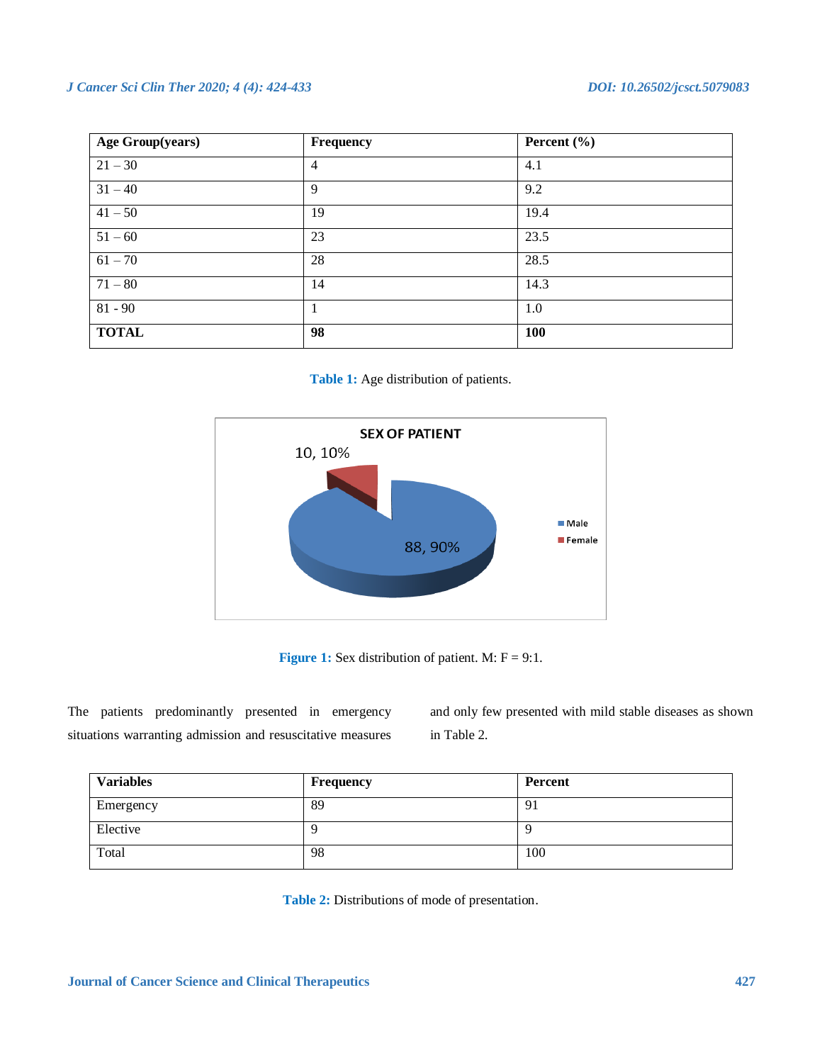| Age Group(years) | Frequency | Percent (%) |
| --- | --- | --- |
| 21 – 30 | 4 | 4.1 |
| 31 – 40 | 9 | 9.2 |
| 41 – 50 | 19 | 19.4 |
| 51 – 60 | 23 | 23.5 |
| 61 – 70 | 28 | 28.5 |
| 71 – 80 | 14 | 14.3 |
| 81 - 90 | 1 | 1.0 |
| **TOTAL** | **98** | **100** |

**Table 1:** Age distribution of patients.

**Figure 1:** Sex distribution of patient. M: F = 9:1.

The patients predominantly presented in emergency situations warranting admission and resuscitative measures and only few presented with mild stable diseases as shown in Table 2.

| Variables | Frequency | Percent |
| --- | --- | --- |
| Emergency | 89 | 91 |
| Elective | 9 | 9 |
| Total | 98 | 100 |

**Table 2:** Distributions of mode of presentation.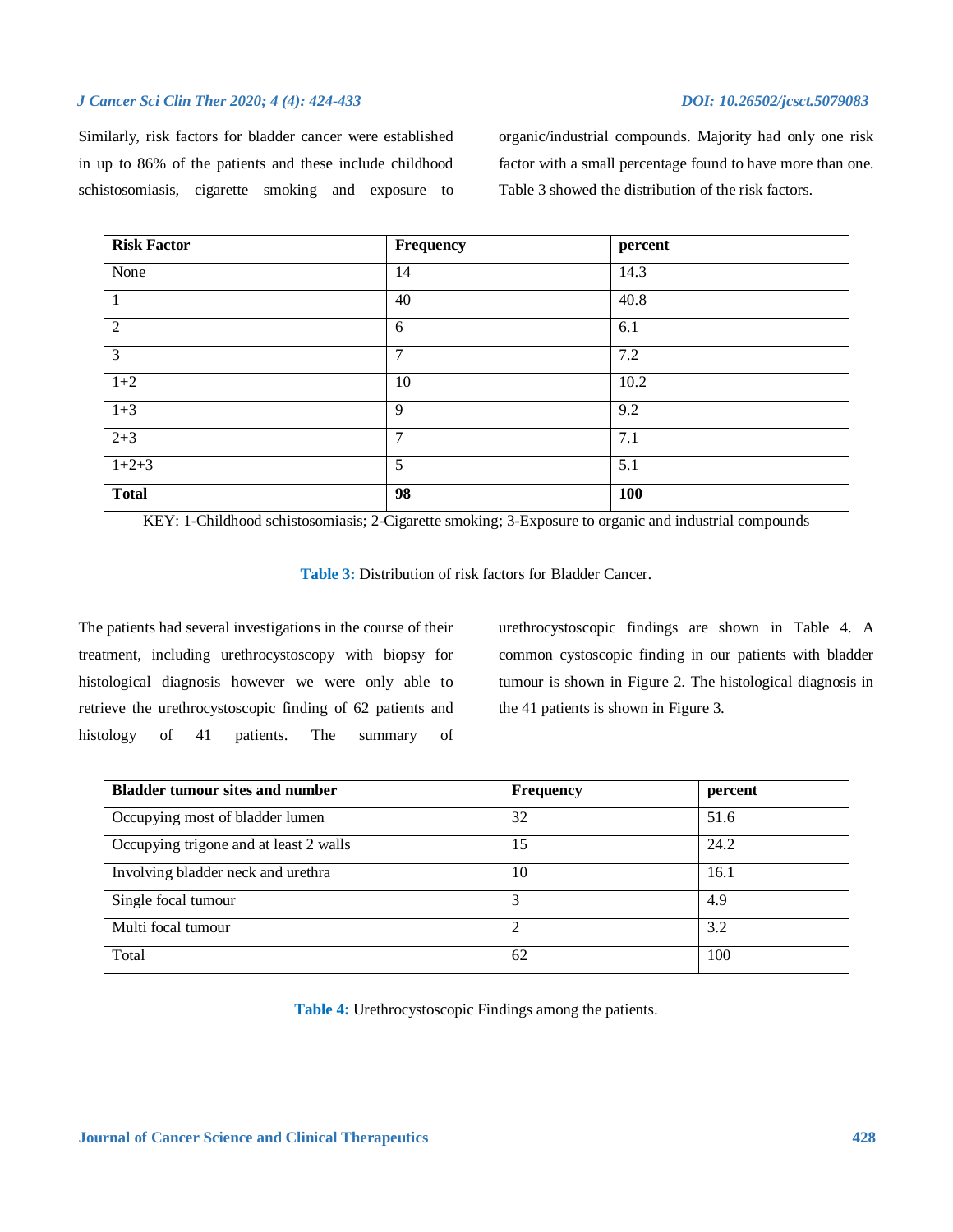Similarly, risk factors for bladder cancer were established in up to 86% of the patients and these include childhood schistosomiasis, cigarette smoking and exposure to organic/industrial compounds. Majority had only one risk factor with a small percentage found to have more than one. Table 3 showed the distribution of the risk factors.

| **Risk Factor** | **Frequency** | **percent** |
|---|---|---|
| None | 14 | 14.3 |
| 1 | 40 | 40.8 |
| 2 | 6 | 6.1 |
| 3 | 7 | 7.2 |
| 1+2 | 10 | 10.2 |
| 1+3 | 9 | 9.2 |
| 2+3 | 7 | 7.1 |
| 1+2+3 | 5 | 5.1 |
| **Total** | **98** | **100** |

KEY: 1-Childhood schistosomiasis; 2-Cigarette smoking; 3-Exposure to organic and industrial compounds

**Table 3:** Distribution of risk factors for Bladder Cancer.

The patients had several investigations in the course of their treatment, including urethrocystoscopy with biopsy for histological diagnosis however we were only able to retrieve the urethrocystoscopic finding of 62 patients and histology of 41 patients. The summary of urethrocystoscopic findings are shown in Table 4. A common cystoscopic finding in our patients with bladder tumour is shown in Figure 2. The histological diagnosis in the 41 patients is shown in Figure 3.

| **Bladder tumour sites and number** | **Frequency** | **percent** |
|---|---|---|
| Occupying most of bladder lumen | 32 | 51.6 |
| Occupying trigone and at least 2 walls | 15 | 24.2 |
| Involving bladder neck and urethra | 10 | 16.1 |
| Single focal tumour | 3 | 4.9 |
| Multi focal tumour | 2 | 3.2 |
| Total | 62 | 100 |

**Table 4:** Urethrocystoscopic Findings among the patients.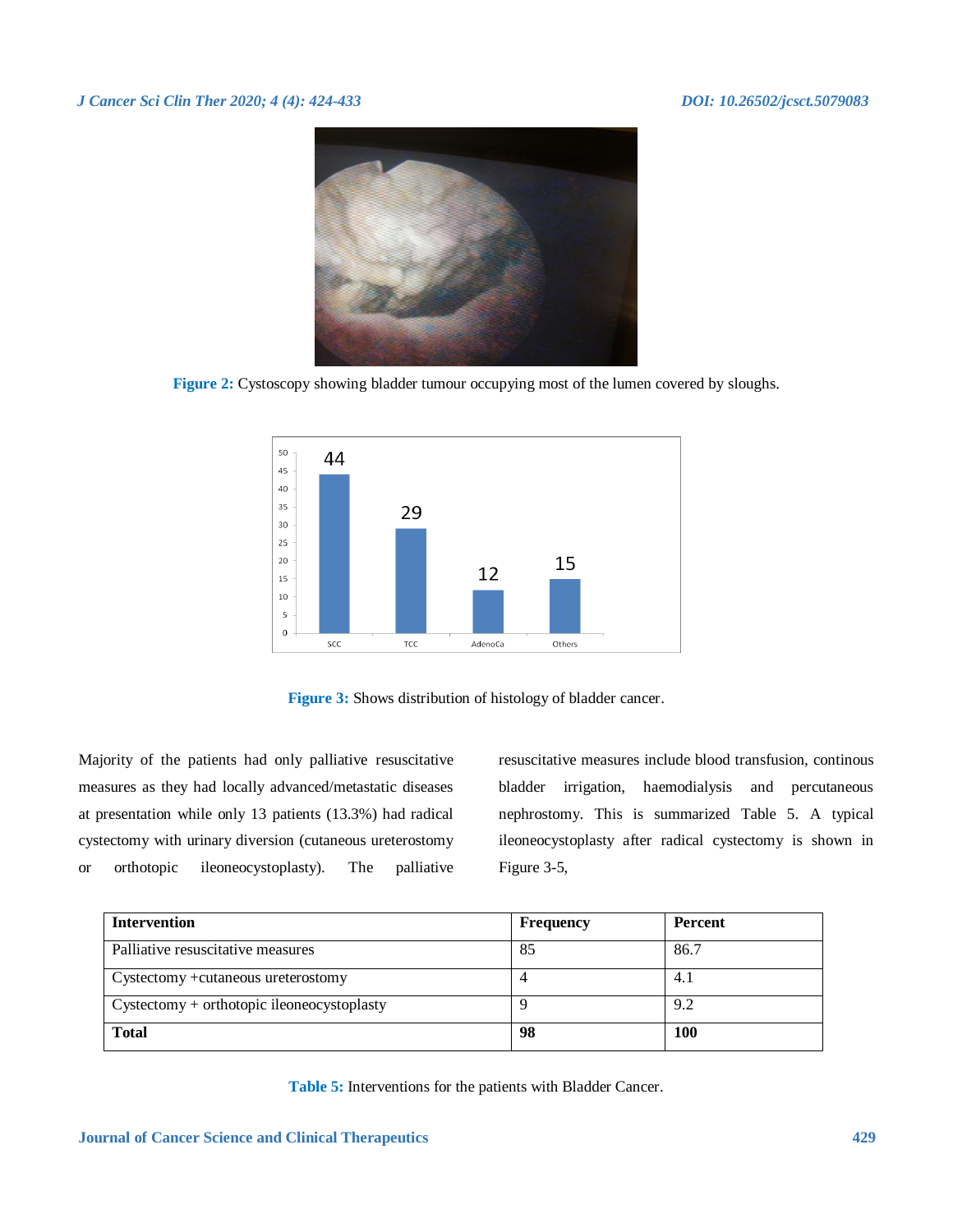Figure 2: Cystoscopy showing bladder tumour occupying most of the lumen covered by sloughs.

Figure 3: Shows distribution of histology of bladder cancer.

Majority of the patients had only palliative resuscitative measures as they had locally advanced/metastatic diseases at presentation while only 13 patients (13.3%) had radical cystectomy with urinary diversion (cutaneous ureterostomy or orthotopic ileoneocystoplasty). The palliative resuscitative measures include blood transfusion, continous bladder irrigation, haemodialysis and percutaneous nephrostomy. This is summarized Table 5. A typical ileoneocystoplasty after radical cystectomy is shown in Figure 3-5,

| **Intervention** | **Frequency** | **Percent** |
|---|---|---|
| Palliative resuscitative measures | 85 | 86.7 |
| Cystectomy +cutaneous ureterostomy | 4 | 4.1 |
| Cystectomy + orthotopic ileoneocystoplasty | 9 | 9.2 |
| **Total** | **98** | **100** |

Table 5: Interventions for the patients with Bladder Cancer.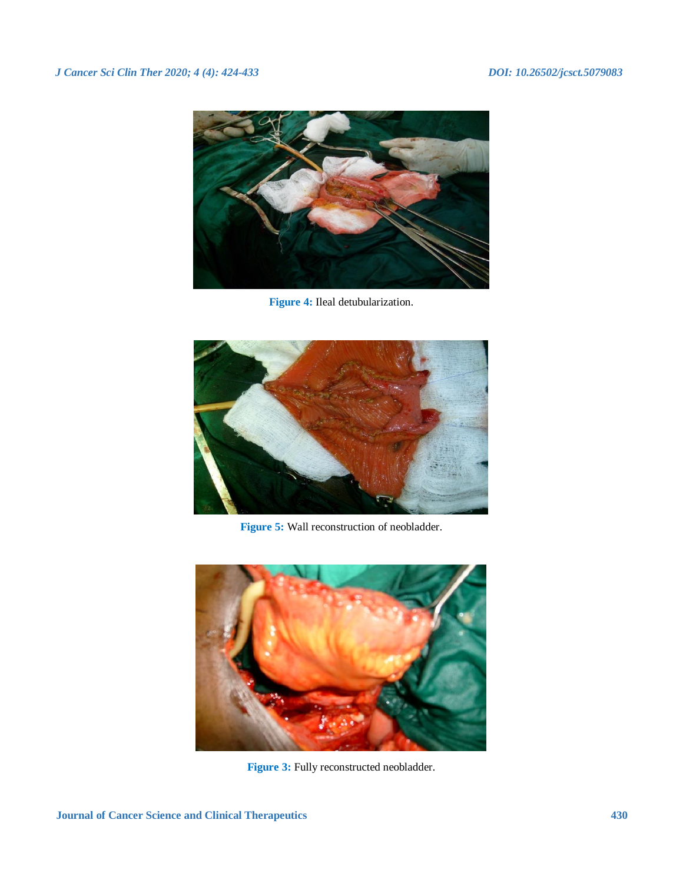Figure 4: Ileal detubularization.

Figure 5: Wall reconstruction of neobladder.

Figure 3: Fully reconstructed neobladder.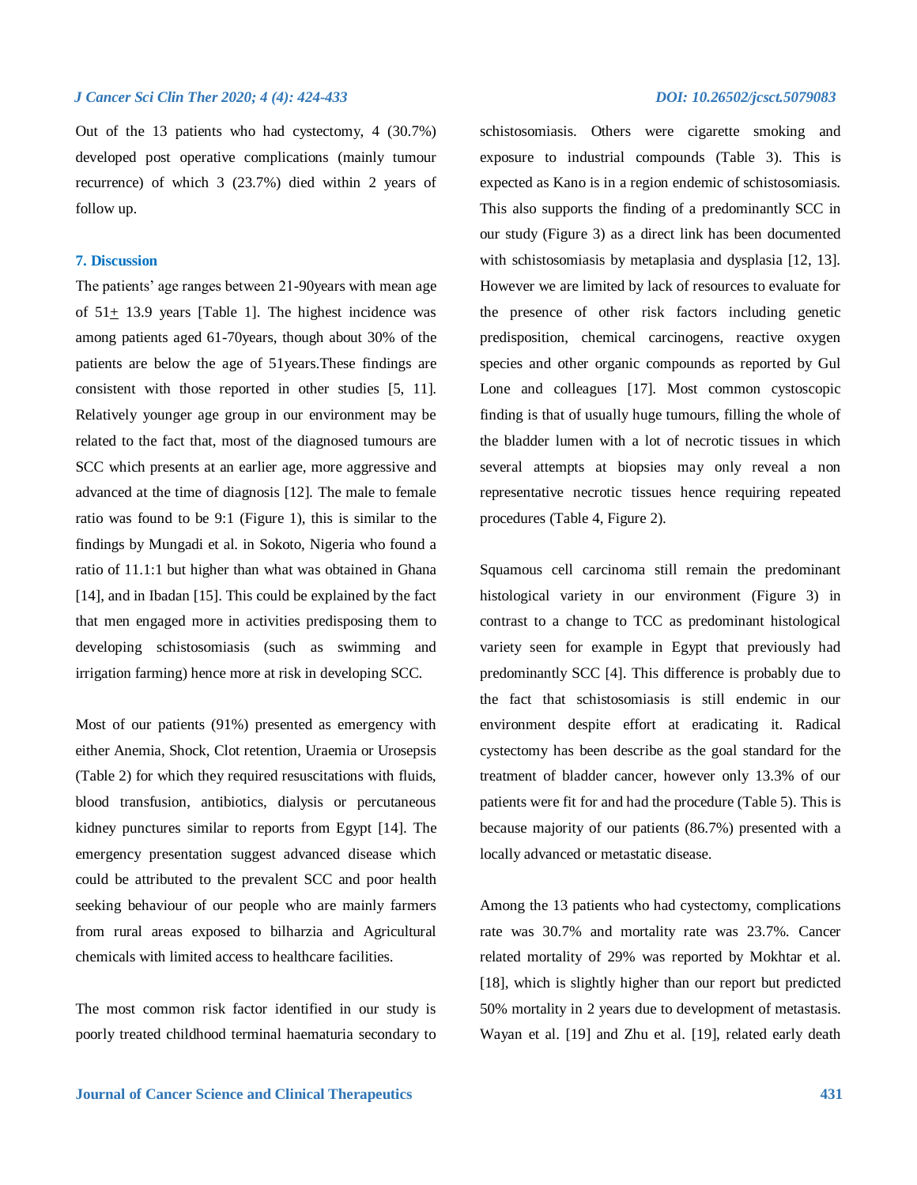Out of the 13 patients who had cystectomy, 4 (30.7%) developed post operative complications (mainly tumour recurrence) of which 3 (23.7%) died within 2 years of follow up.

## 7. Discussion

The patients' age ranges between 21-90years with mean age of 51$\pm$ 13.9 years [Table 1]. The highest incidence was among patients aged 61-70years, though about 30% of the patients are below the age of 51years.These findings are consistent with those reported in other studies [5, 11]. Relatively younger age group in our environment may be related to the fact that, most of the diagnosed tumours are SCC which presents at an earlier age, more aggressive and advanced at the time of diagnosis [12]. The male to female ratio was found to be 9:1 (Figure 1), this is similar to the findings by Mungadi et al. in Sokoto, Nigeria who found a ratio of 11.1:1 but higher than what was obtained in Ghana [14], and in Ibadan [15]. This could be explained by the fact that men engaged more in activities predisposing them to developing schistosomiasis (such as swimming and irrigation farming) hence more at risk in developing SCC.

Most of our patients (91%) presented as emergency with either Anemia, Shock, Clot retention, Uraemia or Urosepsis (Table 2) for which they required resuscitations with fluids, blood transfusion, antibiotics, dialysis or percutaneous kidney punctures similar to reports from Egypt [14]. The emergency presentation suggest advanced disease which could be attributed to the prevalent SCC and poor health seeking behaviour of our people who are mainly farmers from rural areas exposed to bilharzia and Agricultural chemicals with limited access to healthcare facilities.

The most common risk factor identified in our study is poorly treated childhood terminal haematuria secondary to schistosomiasis. Others were cigarette smoking and exposure to industrial compounds (Table 3). This is expected as Kano is in a region endemic of schistosomiasis. This also supports the finding of a predominantly SCC in our study (Figure 3) as a direct link has been documented with schistosomiasis by metaplasia and dysplasia [12, 13]. However we are limited by lack of resources to evaluate for the presence of other risk factors including genetic predisposition, chemical carcinogens, reactive oxygen species and other organic compounds as reported by Gul Lone and colleagues [17]. Most common cystoscopic finding is that of usually huge tumours, filling the whole of the bladder lumen with a lot of necrotic tissues in which several attempts at biopsies may only reveal a non representative necrotic tissues hence requiring repeated procedures (Table 4, Figure 2).

Squamous cell carcinoma still remain the predominant histological variety in our environment (Figure 3) in contrast to a change to TCC as predominant histological variety seen for example in Egypt that previously had predominantly SCC [4]. This difference is probably due to the fact that schistosomiasis is still endemic in our environment despite effort at eradicating it. Radical cystectomy has been describe as the goal standard for the treatment of bladder cancer, however only 13.3% of our patients were fit for and had the procedure (Table 5). This is because majority of our patients (86.7%) presented with a locally advanced or metastatic disease.

Among the 13 patients who had cystectomy, complications rate was 30.7% and mortality rate was 23.7%. Cancer related mortality of 29% was reported by Mokhtar et al. [18], which is slightly higher than our report but predicted 50% mortality in 2 years due to development of metastasis. Wayan et al. [19] and Zhu et al. [19], related early death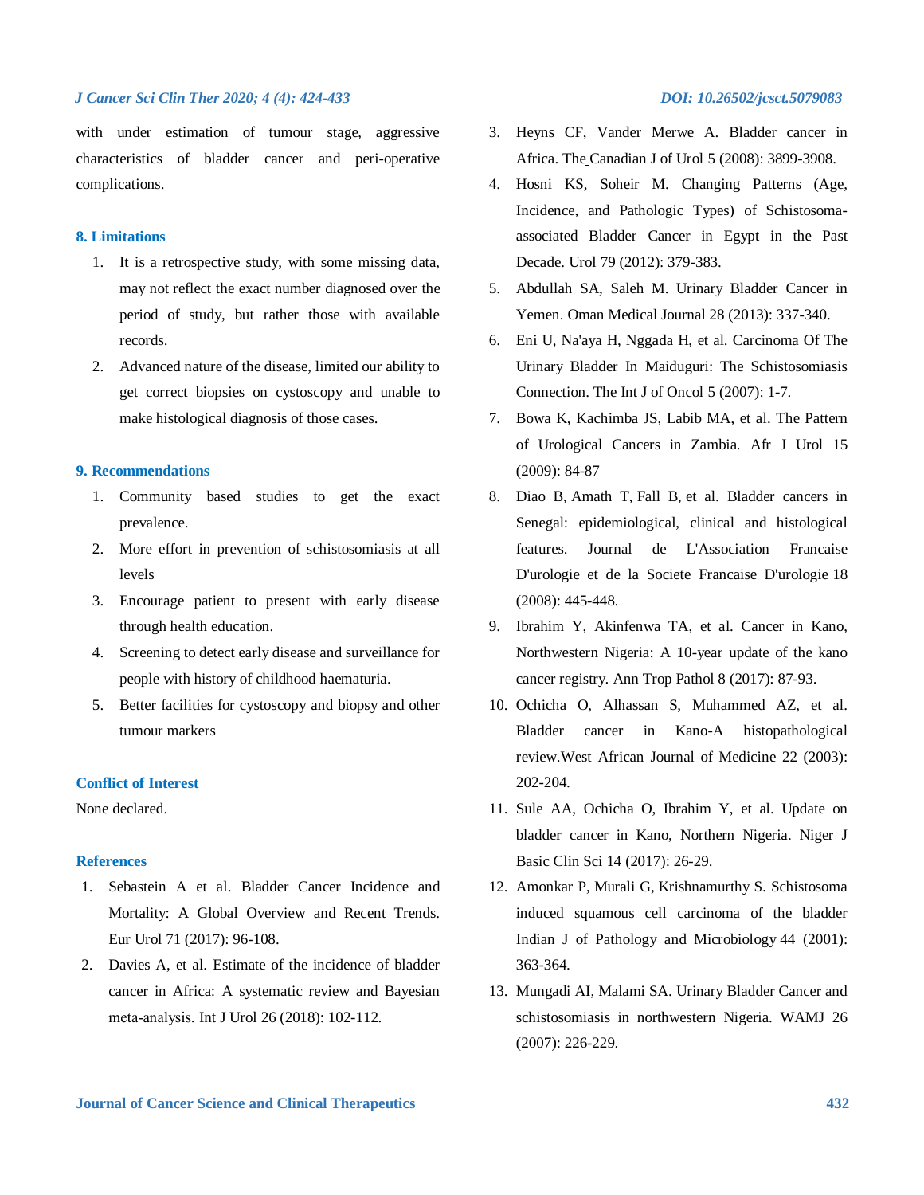with under estimation of tumour stage, aggressive characteristics of bladder cancer and peri-operative complications.

## 8. Limitations

1. It is a retrospective study, with some missing data, may not reflect the exact number diagnosed over the period of study, but rather those with available records.
2. Advanced nature of the disease, limited our ability to get correct biopsies on cystoscopy and unable to make histological diagnosis of those cases.

## 9. Recommendations

1. Community based studies to get the exact prevalence.
2. More effort in prevention of schistosomiasis at all levels
3. Encourage patient to present with early disease through health education.
4. Screening to detect early disease and surveillance for people with history of childhood haematuria.
5. Better facilities for cystoscopy and biopsy and other tumour markers

## Conflict of Interest

None declared.

## References

1. Sebastein A et al. Bladder Cancer Incidence and Mortality: A Global Overview and Recent Trends. Eur Urol 71 (2017): 96-108.
2. Davies A, et al. Estimate of the incidence of bladder cancer in Africa: A systematic review and Bayesian meta-analysis. Int J Urol 26 (2018): 102-112.
3. Heyns CF, Vander Merwe A. Bladder cancer in Africa. The Canadian J of Urol 5 (2008): 3899-3908.
4. Hosni KS, Soheir M. Changing Patterns (Age, Incidence, and Pathologic Types) of Schistosoma-associated Bladder Cancer in Egypt in the Past Decade. Urol 79 (2012): 379-383.
5. Abdullah SA, Saleh M. Urinary Bladder Cancer in Yemen. Oman Medical Journal 28 (2013): 337-340.
6. Eni U, Na'aya H, Nggada H, et al. Carcinoma Of The Urinary Bladder In Maiduguri: The Schistosomiasis Connection. The Int J of Oncol 5 (2007): 1-7.
7. Bowa K, Kachimba JS, Labib MA, et al. The Pattern of Urological Cancers in Zambia. Afr J Urol 15 (2009): 84-87
8. Diao B, Amath T, Fall B, et al. Bladder cancers in Senegal: epidemiological, clinical and histological features. Journal de L'Association Francaise D'urologie et de la Societe Francaise D'urologie 18 (2008): 445-448.
9. Ibrahim Y, Akinfenwa TA, et al. Cancer in Kano, Northwestern Nigeria: A 10-year update of the kano cancer registry. Ann Trop Pathol 8 (2017): 87-93.
10. Ochicha O, Alhassan S, Muhammed AZ, et al. Bladder cancer in Kano-A histopathological review.West African Journal of Medicine 22 (2003): 202-204.
11. Sule AA, Ochicha O, Ibrahim Y, et al. Update on bladder cancer in Kano, Northern Nigeria. Niger J Basic Clin Sci 14 (2017): 26-29.
12. Amonkar P, Murali G, Krishnamurthy S. Schistosoma induced squamous cell carcinoma of the bladder Indian J of Pathology and Microbiology 44 (2001): 363-364.
13. Mungadi AI, Malami SA. Urinary Bladder Cancer and schistosomiasis in northwestern Nigeria. WAMJ 26 (2007): 226-229.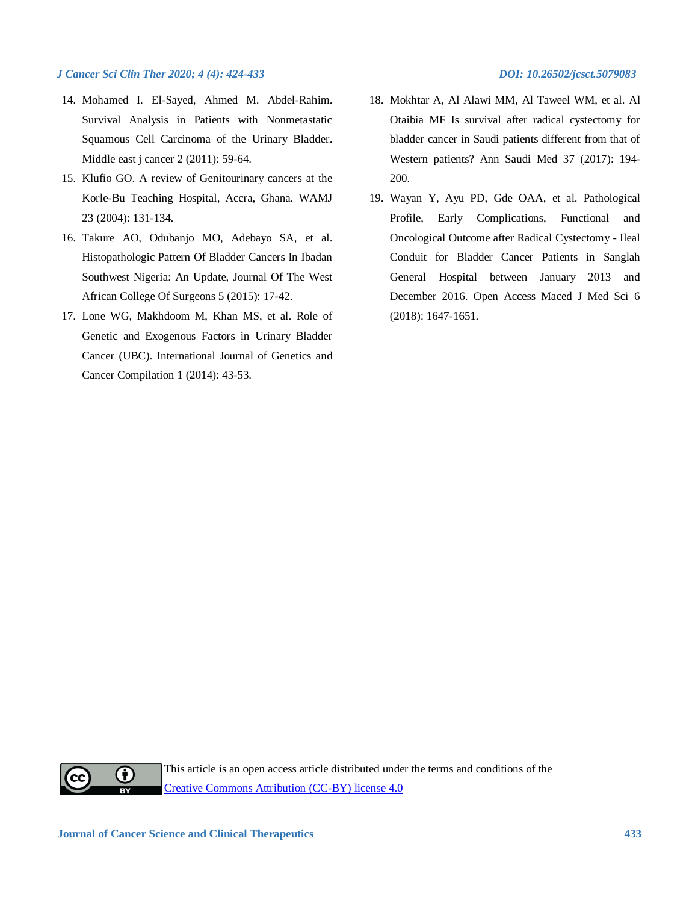14. Mohamed I. El-Sayed, Ahmed M. Abdel-Rahim. Survival Analysis in Patients with Nonmetastatic Squamous Cell Carcinoma of the Urinary Bladder. Middle east j cancer 2 (2011): 59-64.
15. Klufio GO. A review of Genitourinary cancers at the Korle-Bu Teaching Hospital, Accra, Ghana. WAMJ 23 (2004): 131-134.
16. Takure AO, Odubanjo MO, Adebayo SA, et al. Histopathologic Pattern Of Bladder Cancers In Ibadan Southwest Nigeria: An Update, Journal Of The West African College Of Surgeons 5 (2015): 17-42.
17. Lone WG, Makhdoom M, Khan MS, et al. Role of Genetic and Exogenous Factors in Urinary Bladder Cancer (UBC). International Journal of Genetics and Cancer Compilation 1 (2014): 43-53.
18. Mokhtar A, Al Alawi MM, Al Taweel WM, et al. Al Otaibia MF Is survival after radical cystectomy for bladder cancer in Saudi patients different from that of Western patients? Ann Saudi Med 37 (2017): 194-200.
19. Wayan Y, Ayu PD, Gde OAA, et al. Pathological Profile, Early Complications, Functional and Oncological Outcome after Radical Cystectomy - Ileal Conduit for Bladder Cancer Patients in Sanglah General Hospital between January 2013 and December 2016. Open Access Maced J Med Sci 6 (2018): 1647-1651.

This article is an open access article distributed under the terms and conditions of the [Creative Commons Attribution (CC-BY) license 4.0]